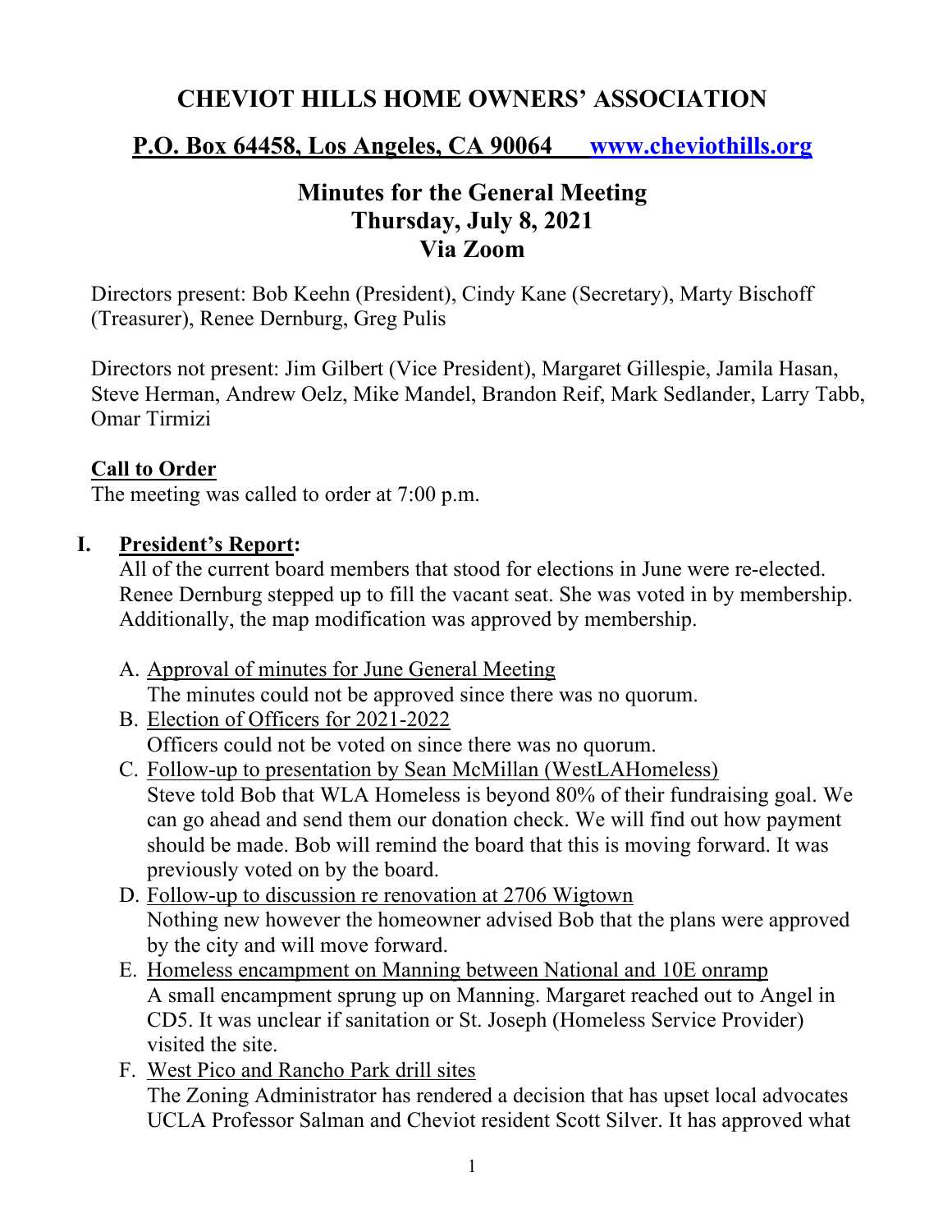# CHEVIOT HILLS HOME OWNERS' ASSOCIATION

## P.O. Box 64458, Los Angeles, CA 90064 [www.cheviothills.org](http://www.cheviothills.org)

## Minutes for the General Meeting
## Thursday, July 8, 2021
## Via Zoom

Directors present: Bob Keehn (President), Cindy Kane (Secretary), Marty Bischoff (Treasurer), Renee Dernburg, Greg Pulis

Directors not present: Jim Gilbert (Vice President), Margaret Gillespie, Jamila Hasan, Steve Herman, Andrew Oelz, Mike Mandel, Brandon Reif, Mark Sedlander, Larry Tabb, Omar Tirmizi

**Call to Order**

The meeting was called to order at 7:00 p.m.

**I. President's Report:**

All of the current board members that stood for elections in June were re-elected. Renee Dernburg stepped up to fill the vacant seat. She was voted in by membership. Additionally, the map modification was approved by membership.

A. Approval of minutes for June General Meeting
The minutes could not be approved since there was no quorum.

B. Election of Officers for 2021-2022
Officers could not be voted on since there was no quorum.

C. Follow-up to presentation by Sean McMillan (WestLAHomeless)
Steve told Bob that WLA Homeless is beyond 80% of their fundraising goal. We can go ahead and send them our donation check. We will find out how payment should be made. Bob will remind the board that this is moving forward. It was previously voted on by the board.

D. Follow-up to discussion re renovation at 2706 Wigtown
Nothing new however the homeowner advised Bob that the plans were approved by the city and will move forward.

E. Homeless encampment on Manning between National and 10E onramp
A small encampment sprung up on Manning. Margaret reached out to Angel in CD5. It was unclear if sanitation or St. Joseph (Homeless Service Provider) visited the site.

F. West Pico and Rancho Park drill sites
The Zoning Administrator has rendered a decision that has upset local advocates UCLA Professor Salman and Cheviot resident Scott Silver. It has approved what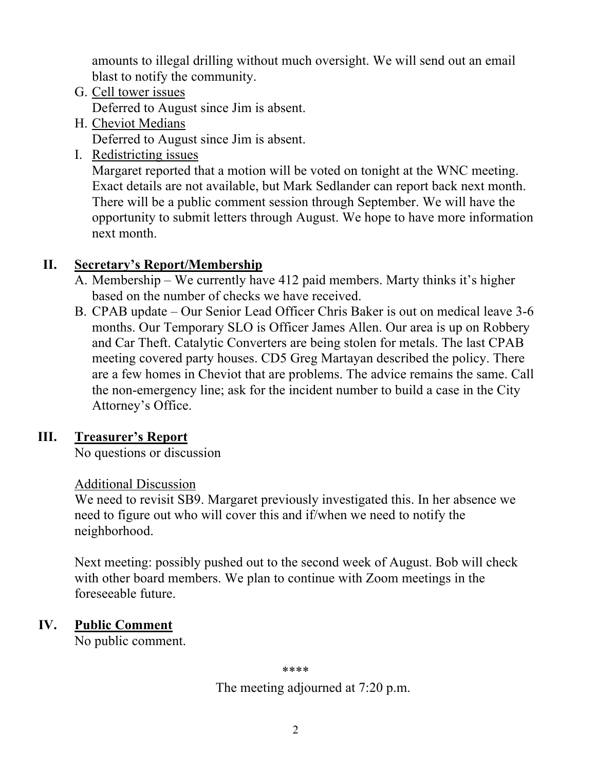amounts to illegal drilling without much oversight. We will send out an email blast to notify the community.

G. Cell tower issues
   Deferred to August since Jim is absent.
H. Cheviot Medians
   Deferred to August since Jim is absent.
I. Redistricting issues
   Margaret reported that a motion will be voted on tonight at the WNC meeting. Exact details are not available, but Mark Sedlander can report back next month. There will be a public comment session through September. We will have the opportunity to submit letters through August. We hope to have more information next month.

## II. Secretary's Report/Membership

A. Membership – We currently have 412 paid members. Marty thinks it's higher based on the number of checks we have received.
B. CPAB update – Our Senior Lead Officer Chris Baker is out on medical leave 3-6 months. Our Temporary SLO is Officer James Allen. Our area is up on Robbery and Car Theft. Catalytic Converters are being stolen for metals. The last CPAB meeting covered party houses. CD5 Greg Martayan described the policy. There are a few homes in Cheviot that are problems. The advice remains the same. Call the non-emergency line; ask for the incident number to build a case in the City Attorney's Office.

## III. Treasurer's Report

No questions or discussion

Additional Discussion

We need to revisit SB9. Margaret previously investigated this. In her absence we need to figure out who will cover this and if/when we need to notify the neighborhood.

Next meeting: possibly pushed out to the second week of August. Bob will check with other board members. We plan to continue with Zoom meetings in the foreseeable future.

## IV. Public Comment

No public comment.

\*\*\*\*

The meeting adjourned at 7:20 p.m.